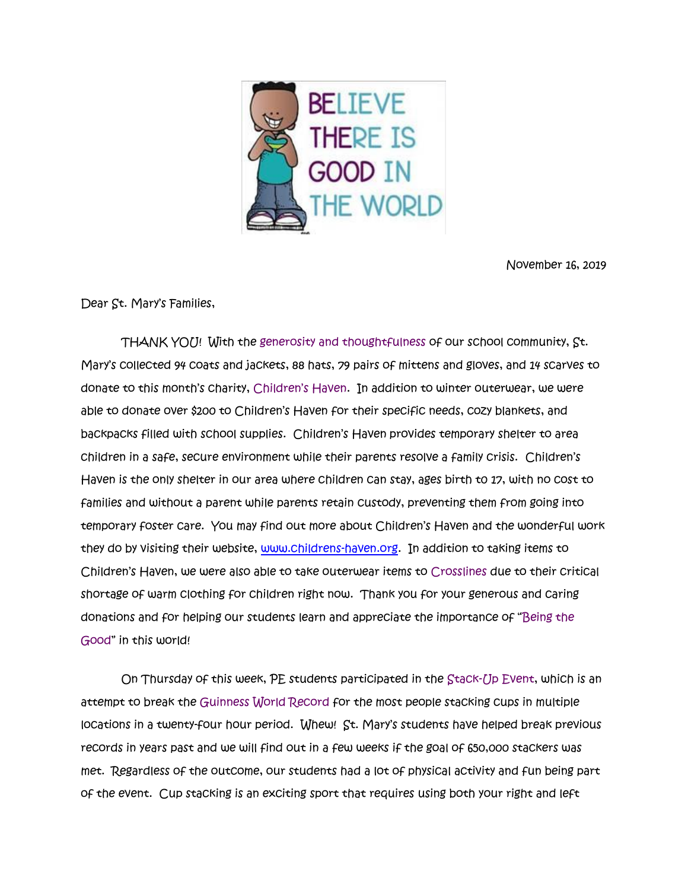BELIEVE THERE IS GOOD IN THE WORLD

November 16, 2019

Dear St. Mary's Families,

THANK YOU! With the generosity and thoughtfulness of our school community, St. Mary's collected 94 coats and jackets, 88 hats, 79 pairs of mittens and gloves, and 14 scarves to donate to this month's charity, Children's Haven. In addition to winter outerwear, we were able to donate over $200 to Children's Haven for their specific needs, cozy blankets, and backpacks filled with school supplies. Children's Haven provides temporary shelter to area children in a safe, secure environment while their parents resolve a family crisis. Children's Haven is the only shelter in our area where children can stay, ages birth to 17, with no cost to families and without a parent while parents retain custody, preventing them from going into temporary foster care. You may find out more about Children's Haven and the wonderful work they do by visiting their website, www.childrens-haven.org. In addition to taking items to Children's Haven, we were also able to take outerwear items to Crosslines due to their critical shortage of warm clothing for children right now. Thank you for your generous and caring donations and for helping our students learn and appreciate the importance of "Being the Good" in this world!

On Thursday of this week, PE students participated in the Stack-Up Event, which is an attempt to break the Guinness World Record for the most people stacking cups in multiple locations in a twenty-four hour period. Whew! St. Mary's students have helped break previous records in years past and we will find out in a few weeks if the goal of 650,000 stackers was met. Regardless of the outcome, our students had a lot of physical activity and fun being part of the event. Cup stacking is an exciting sport that requires using both your right and left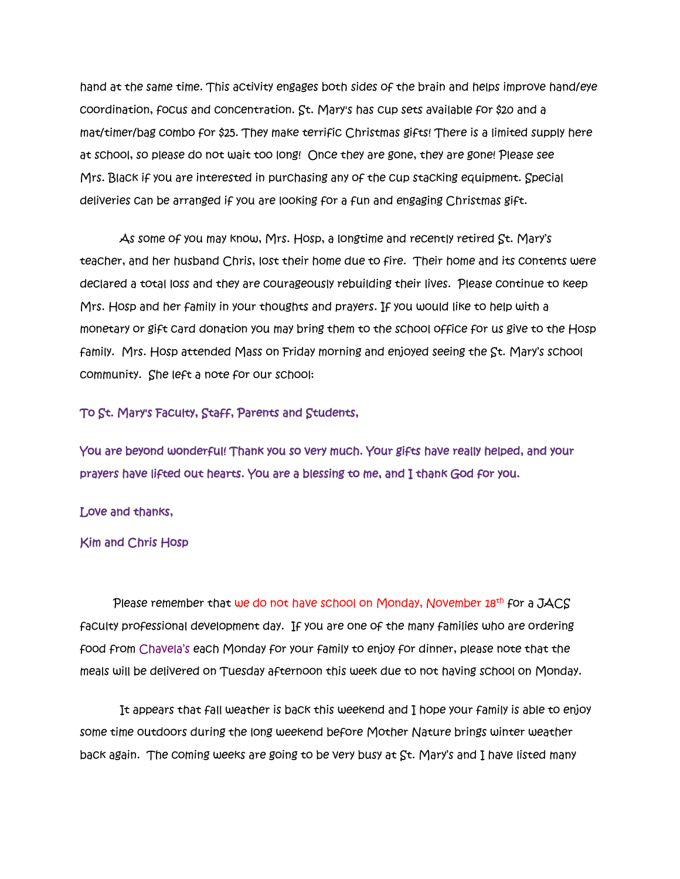hand at the same time. This activity engages both sides of the brain and helps improve hand/eye coordination, focus and concentration. St. Mary's has cup sets available for $20 and a mat/timer/bag combo for $25. They make terrific Christmas gifts! There is a limited supply here at school, so please do not wait too long! Once they are gone, they are gone! Please see Mrs. Black if you are interested in purchasing any of the cup stacking equipment. Special deliveries can be arranged if you are looking for a fun and engaging Christmas gift.

As some of you may know, Mrs. Hosp, a longtime and recently retired St. Mary's teacher, and her husband Chris, lost their home due to fire. Their home and its contents were declared a total loss and they are courageously rebuilding their lives. Please continue to keep Mrs. Hosp and her family in your thoughts and prayers. If you would like to help with a monetary or gift card donation you may bring them to the school office for us give to the Hosp family. Mrs. Hosp attended Mass on Friday morning and enjoyed seeing the St. Mary's school community. She left a note for our school:

To St. Mary's Faculty, Staff, Parents and Students,

You are beyond wonderful! Thank you so very much. Your gifts have really helped, and your prayers have lifted out hearts. You are a blessing to me, and I thank God for you.

Love and thanks,

Kim and Chris Hosp

Please remember that we do not have school on Monday, November 18th for a JACS faculty professional development day. If you are one of the many families who are ordering food from Chavela's each Monday for your family to enjoy for dinner, please note that the meals will be delivered on Tuesday afternoon this week due to not having school on Monday.

It appears that fall weather is back this weekend and I hope your family is able to enjoy some time outdoors during the long weekend before Mother Nature brings winter weather back again. The coming weeks are going to be very busy at St. Mary's and I have listed many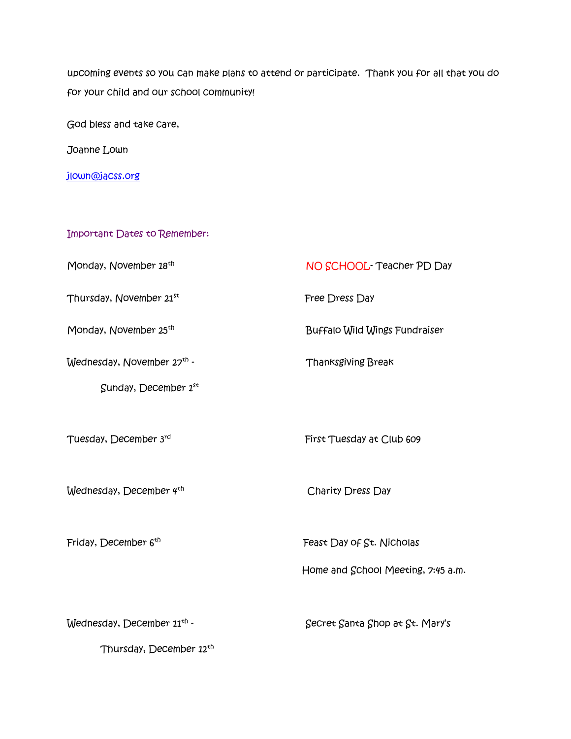upcoming events so you can make plans to attend or participate. Thank you for all that you do for your child and our school community!

God bless and take care,

Joanne Lown

jlown@jacss.org

## Important Dates to Remember:

| | |
|---|---|
| Monday, November 18th | NO SCHOOL- Teacher PD Day |
| Thursday, November 21st | Free Dress Day |
| Monday, November 25th | Buffalo Wild Wings Fundraiser |
| Wednesday, November 27th - Sunday, December 1st | Thanksgiving Break |
| Tuesday, December 3rd | First Tuesday at Club 609 |
| Wednesday, December 4th | Charity Dress Day |
| Friday, December 6th | Feast Day of St. Nicholas<br>Home and School Meeting, 7:45 a.m. |
| Wednesday, December 11th - Thursday, December 12th | Secret Santa Shop at St. Mary's |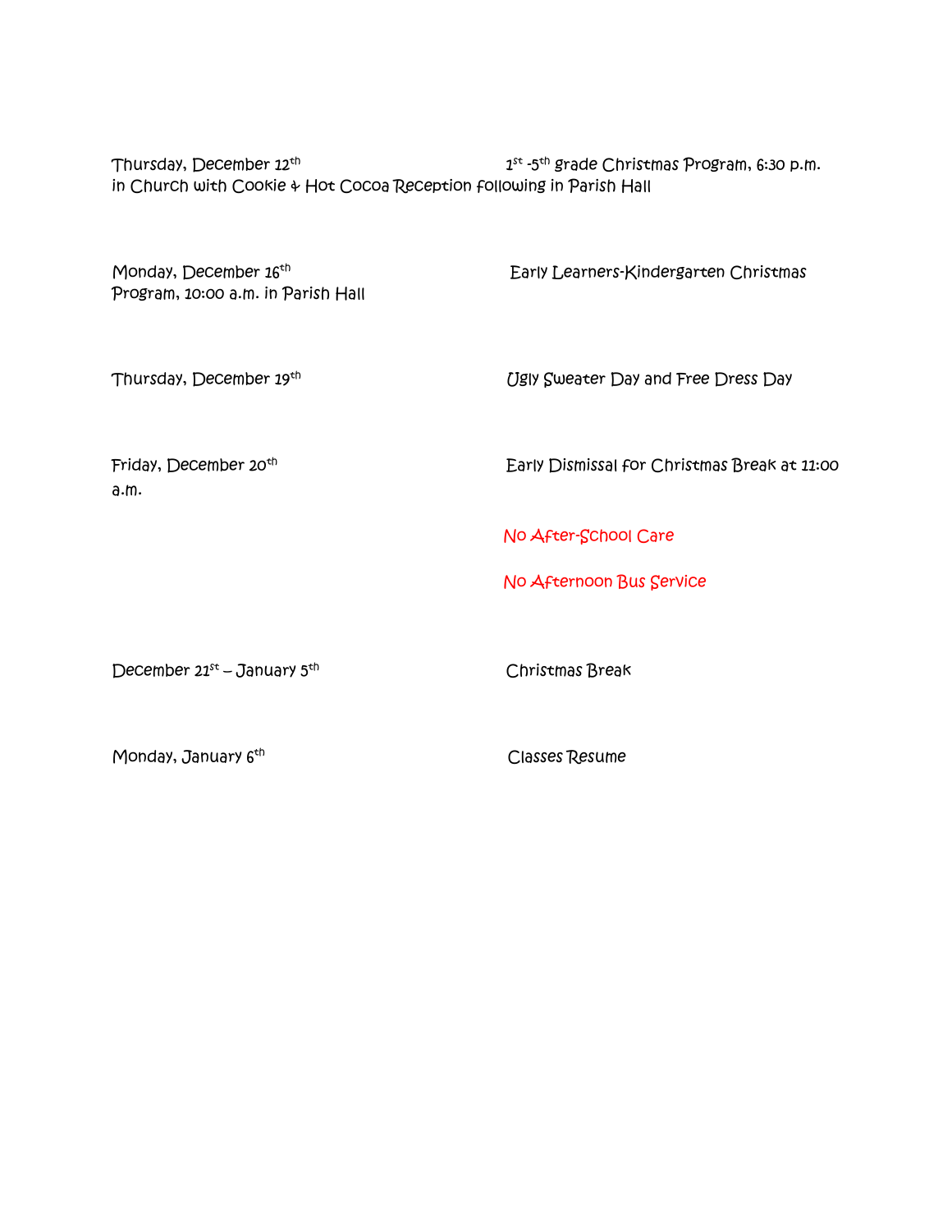Thursday, December 12th 1st -5th grade Christmas Program, 6:30 p.m. in Church with Cookie & Hot Cocoa Reception following in Parish Hall

Monday, December 16th Early Learners-Kindergarten Christmas Program, 10:00 a.m. in Parish Hall

Thursday, December 19th Ugly Sweater Day and Free Dress Day

Friday, December 20th Early Dismissal for Christmas Break at 11:00 a.m.

No After-School Care

No Afternoon Bus Service

December 21st – January 5th Christmas Break

Monday, January 6th Classes Resume